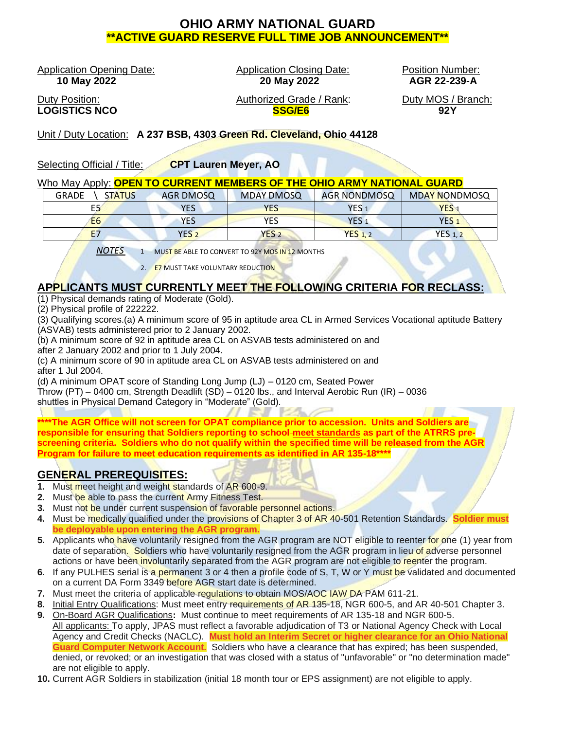# OHIO ARMY NATIONAL GUARD

## **ACTIVE GUARD RESERVE FULL TIME JOB ANNOUNCEMENT**

Application Opening Date: **10 May 2022**

Application Closing Date: **20 May 2022**

Position Number: **AGR 22-239-A**

Duty Position: **LOGISTICS NCO**

Authorized Grade / Rank: **SSG/E6**

Duty MOS / Branch: **92Y**

Unit / Duty Location: **A 237 BSB, 4303 Green Rd. Cleveland, Ohio 44128**

Selecting Official / Title: **CPT Lauren Meyer, AO**

Who May Apply: **OPEN TO CURRENT MEMBERS OF THE OHIO ARMY NATIONAL GUARD**

| GRADE \ STATUS | AGR DMOSQ | MDAY DMOSQ | AGR NONDMOSQ | MDAY NONDMOSQ |
|---|---|---|---|---|
| E5 | YES | YES | YES 1 | YES 1 |
| E6 | YES | YES | YES 1 | YES 1 |
| E7 | YES 2 | YES 2 | YES 1, 2 | YES 1, 2 |

*NOTES*
1. MUST BE ABLE TO CONVERT TO 92Y MOS IN 12 MONTHS
2. E7 MUST TAKE VOLUNTARY REDUCTION

## APPLICANTS MUST CURRENTLY MEET THE FOLLOWING CRITERIA FOR RECLASS:

(1) Physical demands rating of Moderate (Gold).
(2) Physical profile of 222222.
(3) Qualifying scores.(a) A minimum score of 95 in aptitude area CL in Armed Services Vocational aptitude Battery (ASVAB) tests administered prior to 2 January 2002.
(b) A minimum score of 92 in aptitude area CL on ASVAB tests administered on and after 2 January 2002 and prior to 1 July 2004.
(c) A minimum score of 90 in aptitude area CL on ASVAB tests administered on and after 1 Jul 2004.
(d) A minimum OPAT score of Standing Long Jump (LJ) – 0120 cm, Seated Power Throw (PT) – 0400 cm, Strength Deadlift (SD) – 0120 lbs., and Interval Aerobic Run (IR) – 0036 shuttles in Physical Demand Category in "Moderate" (Gold).

**\*\*\*\*The AGR Office will not screen for OPAT compliance prior to accession. Units and Soldiers are responsible for ensuring that Soldiers reporting to school meet standards as part of the ATRRS pre-screening criteria. Soldiers who do not qualify within the specified time will be released from the AGR Program for failure to meet education requirements as identified in AR 135-18\*\*\*\***

## GENERAL PREREQUISITES:

1. Must meet height and weight standards of AR 600-9.
2. Must be able to pass the current Army Fitness Test.
3. Must not be under current suspension of favorable personnel actions.
4. Must be medically qualified under the provisions of Chapter 3 of AR 40-501 Retention Standards. **Soldier must be deployable upon entering the AGR program.**
5. Applicants who have voluntarily resigned from the AGR program are NOT eligible to reenter for one (1) year from date of separation. Soldiers who have voluntarily resigned from the AGR program in lieu of adverse personnel actions or have been involuntarily separated from the AGR program are not eligible to reenter the program.
6. If any PULHES serial is a permanent 3 or 4 then a profile code of S, T, W or Y must be validated and documented on a current DA Form 3349 before AGR start date is determined.
7. Must meet the criteria of applicable regulations to obtain MOS/AOC IAW DA PAM 611-21.
8. Initial Entry Qualifications: Must meet entry requirements of AR 135-18, NGR 600-5, and AR 40-501 Chapter 3.
9. On-Board AGR Qualifications**:** Must continue to meet requirements of AR 135-18 and NGR 600-5.
   All applicants: To apply, JPAS must reflect a favorable adjudication of T3 or National Agency Check with Local Agency and Credit Checks (NACLC). **Must hold an Interim Secret or higher clearance for an Ohio National Guard Computer Network Account.** Soldiers who have a clearance that has expired; has been suspended, denied, or revoked; or an investigation that was closed with a status of "unfavorable" or "no determination made" are not eligible to apply.
10. Current AGR Soldiers in stabilization (initial 18 month tour or EPS assignment) are not eligible to apply.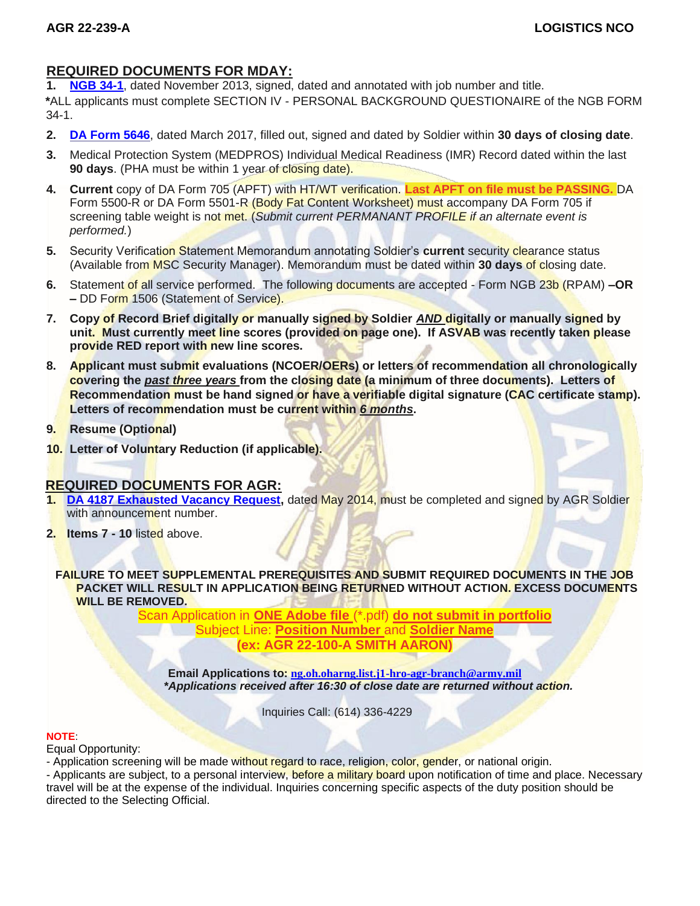## REQUIRED DOCUMENTS FOR MDAY:

1. **NGB 34-1**, dated November 2013, signed, dated and annotated with job number and title.

***ALL applicants must complete SECTION IV - PERSONAL BACKGROUND QUESTIONAIRE of the NGB FORM 34-1.

2. **DA Form 5646**, dated March 2017, filled out, signed and dated by Soldier within **30 days of closing date**.
3. Medical Protection System (MEDPROS) Individual Medical Readiness (IMR) Record dated within the last **90 days**. (PHA must be within 1 year of closing date).
4. **Current** copy of DA Form 705 (APFT) with HT/WT verification. **Last APFT on file must be PASSING.** DA Form 5500-R or DA Form 5501-R (Body Fat Content Worksheet) must accompany DA Form 705 if screening table weight is not met. (*Submit current PERMANANT PROFILE if an alternate event is performed.*)
5. Security Verification Statement Memorandum annotating Soldier's **current** security clearance status (Available from MSC Security Manager). Memorandum must be dated within **30 days** of closing date.
6. Statement of all service performed. The following documents are accepted - Form NGB 23b (RPAM) **–OR –** DD Form 1506 (Statement of Service).
7. **Copy of Record Brief digitally or manually signed by Soldier *AND* digitally or manually signed by unit. Must currently meet line scores (provided on page one). If ASVAB was recently taken please provide RED report with new line scores.**
8. **Applicant must submit evaluations (NCOER/OERs) or letters of recommendation all chronologically covering the *past three years* from the closing date (a minimum of three documents). Letters of Recommendation must be hand signed or have a verifiable digital signature (CAC certificate stamp). Letters of recommendation must be current within *6 months*.**
9. **Resume (Optional)**
10. **Letter of Voluntary Reduction (if applicable).**

## REQUIRED DOCUMENTS FOR AGR:

1. **DA 4187 Exhausted Vacancy Request,** dated May 2014, must be completed and signed by AGR Soldier with announcement number.
2. **Items 7 - 10** listed above.

**FAILURE TO MEET SUPPLEMENTAL PREREQUISITES AND SUBMIT REQUIRED DOCUMENTS IN THE JOB PACKET WILL RESULT IN APPLICATION BEING RETURNED WITHOUT ACTION. EXCESS DOCUMENTS WILL BE REMOVED.**

Scan Application in **ONE Adobe file** (*.pdf) **do not submit in portfolio**

Subject Line: **Position Number** and **Soldier Name**

**(ex: AGR 22-100-A SMITH AARON)**

**Email Applications to: ng.oh.oharng.list.j1-hro-agr-branch@army.mil**

***Applications received after 16:30 of close date are returned without action.***

Inquiries Call: (614) 336-4229

**NOTE**:

Equal Opportunity:

- Application screening will be made without regard to race, religion, color, gender, or national origin.
- Applicants are subject, to a personal interview, before a military board upon notification of time and place. Necessary travel will be at the expense of the individual. Inquiries concerning specific aspects of the duty position should be directed to the Selecting Official.